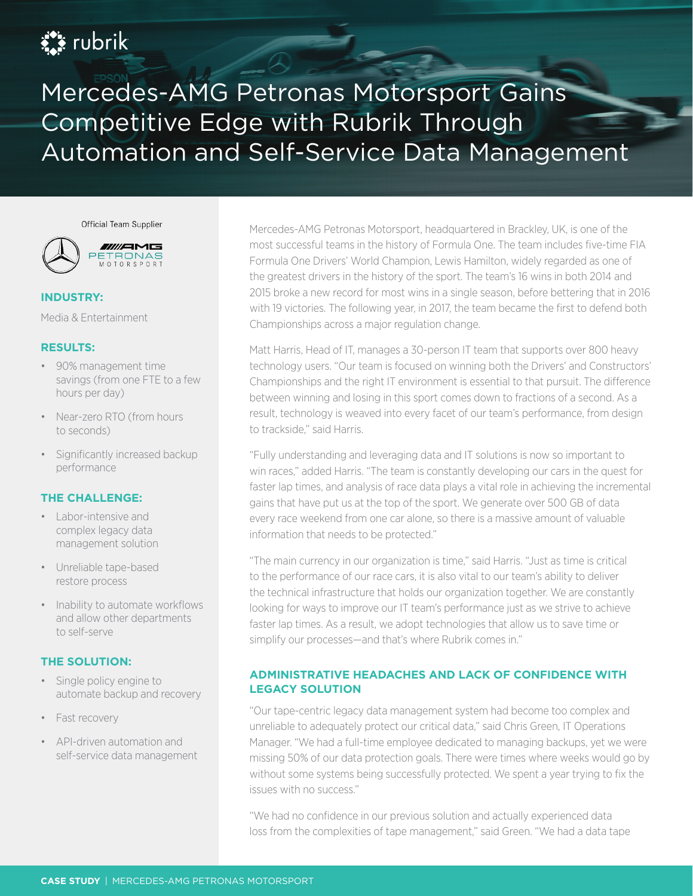rubrik

# Mercedes-AMG Petronas Motorsport Gains Competitive Edge with Rubrik Through Automation and Self-Service Data Management

Official Team Supplier

AMG PETRONAS MOTORSPORT

**INDUSTRY:**

Media & Entertainment

**RESULTS:**

- 90% management time savings (from one FTE to a few hours per day)
- Near-zero RTO (from hours to seconds)
- Significantly increased backup performance

**THE CHALLENGE:**

- Labor-intensive and complex legacy data management solution
- Unreliable tape-based restore process
- Inability to automate workflows and allow other departments to self-serve

**THE SOLUTION:**

- Single policy engine to automate backup and recovery
- Fast recovery
- API-driven automation and self-service data management

Mercedes-AMG Petronas Motorsport, headquartered in Brackley, UK, is one of the most successful teams in the history of Formula One. The team includes five-time FIA Formula One Drivers' World Champion, Lewis Hamilton, widely regarded as one of the greatest drivers in the history of the sport. The team's 16 wins in both 2014 and 2015 broke a new record for most wins in a single season, before bettering that in 2016 with 19 victories. The following year, in 2017, the team became the first to defend both Championships across a major regulation change.

Matt Harris, Head of IT, manages a 30-person IT team that supports over 800 heavy technology users. "Our team is focused on winning both the Drivers' and Constructors' Championships and the right IT environment is essential to that pursuit. The difference between winning and losing in this sport comes down to fractions of a second. As a result, technology is weaved into every facet of our team's performance, from design to trackside," said Harris.

"Fully understanding and leveraging data and IT solutions is now so important to win races," added Harris. "The team is constantly developing our cars in the quest for faster lap times, and analysis of race data plays a vital role in achieving the incremental gains that have put us at the top of the sport. We generate over 500 GB of data every race weekend from one car alone, so there is a massive amount of valuable information that needs to be protected."

"The main currency in our organization is time," said Harris. "Just as time is critical to the performance of our race cars, it is also vital to our team's ability to deliver the technical infrastructure that holds our organization together. We are constantly looking for ways to improve our IT team's performance just as we strive to achieve faster lap times. As a result, we adopt technologies that allow us to save time or simplify our processes—and that's where Rubrik comes in."

## ADMINISTRATIVE HEADACHES AND LACK OF CONFIDENCE WITH LEGACY SOLUTION

"Our tape-centric legacy data management system had become too complex and unreliable to adequately protect our critical data," said Chris Green, IT Operations Manager. "We had a full-time employee dedicated to managing backups, yet we were missing 50% of our data protection goals. There were times where weeks would go by without some systems being successfully protected. We spent a year trying to fix the issues with no success."

"We had no confidence in our previous solution and actually experienced data loss from the complexities of tape management," said Green. "We had a data tape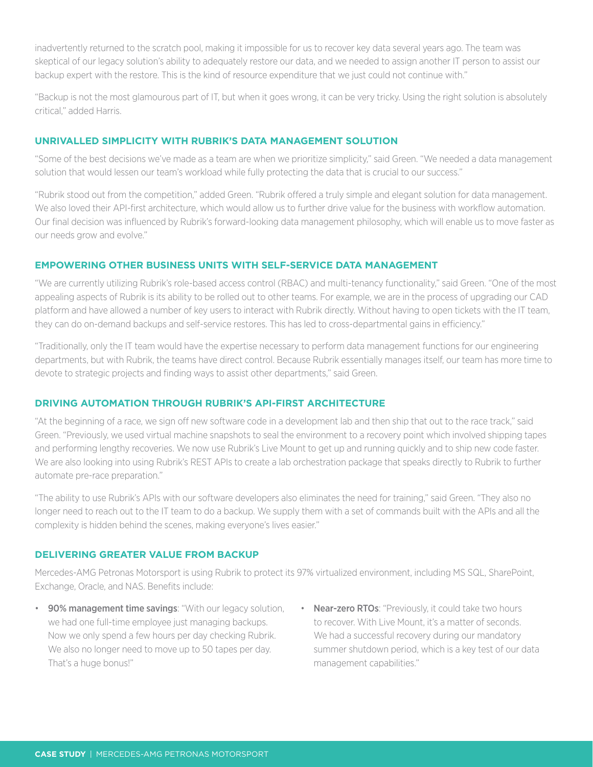inadvertently returned to the scratch pool, making it impossible for us to recover key data several years ago. The team was skeptical of our legacy solution's ability to adequately restore our data, and we needed to assign another IT person to assist our backup expert with the restore. This is the kind of resource expenditure that we just could not continue with."

"Backup is not the most glamourous part of IT, but when it goes wrong, it can be very tricky. Using the right solution is absolutely critical," added Harris.

## UNRIVALLED SIMPLICITY WITH RUBRIK'S DATA MANAGEMENT SOLUTION

"Some of the best decisions we've made as a team are when we prioritize simplicity," said Green. "We needed a data management solution that would lessen our team's workload while fully protecting the data that is crucial to our success."

"Rubrik stood out from the competition," added Green. "Rubrik offered a truly simple and elegant solution for data management. We also loved their API-first architecture, which would allow us to further drive value for the business with workflow automation. Our final decision was influenced by Rubrik's forward-looking data management philosophy, which will enable us to move faster as our needs grow and evolve."

## EMPOWERING OTHER BUSINESS UNITS WITH SELF-SERVICE DATA MANAGEMENT

"We are currently utilizing Rubrik's role-based access control (RBAC) and multi-tenancy functionality," said Green. "One of the most appealing aspects of Rubrik is its ability to be rolled out to other teams. For example, we are in the process of upgrading our CAD platform and have allowed a number of key users to interact with Rubrik directly. Without having to open tickets with the IT team, they can do on-demand backups and self-service restores. This has led to cross-departmental gains in efficiency."

"Traditionally, only the IT team would have the expertise necessary to perform data management functions for our engineering departments, but with Rubrik, the teams have direct control. Because Rubrik essentially manages itself, our team has more time to devote to strategic projects and finding ways to assist other departments," said Green.

## DRIVING AUTOMATION THROUGH RUBRIK'S API-FIRST ARCHITECTURE

"At the beginning of a race, we sign off new software code in a development lab and then ship that out to the race track," said Green. "Previously, we used virtual machine snapshots to seal the environment to a recovery point which involved shipping tapes and performing lengthy recoveries. We now use Rubrik's Live Mount to get up and running quickly and to ship new code faster. We are also looking into using Rubrik's REST APIs to create a lab orchestration package that speaks directly to Rubrik to further automate pre-race preparation."

"The ability to use Rubrik's APIs with our software developers also eliminates the need for training," said Green. "They also no longer need to reach out to the IT team to do a backup. We supply them with a set of commands built with the APIs and all the complexity is hidden behind the scenes, making everyone's lives easier."

## DELIVERING GREATER VALUE FROM BACKUP

Mercedes-AMG Petronas Motorsport is using Rubrik to protect its 97% virtualized environment, including MS SQL, SharePoint, Exchange, Oracle, and NAS. Benefits include:

- **90% management time savings**: "With our legacy solution, we had one full-time employee just managing backups. Now we only spend a few hours per day checking Rubrik. We also no longer need to move up to 50 tapes per day. That's a huge bonus!"
- **Near-zero RTOs**: "Previously, it could take two hours to recover. With Live Mount, it's a matter of seconds. We had a successful recovery during our mandatory summer shutdown period, which is a key test of our data management capabilities."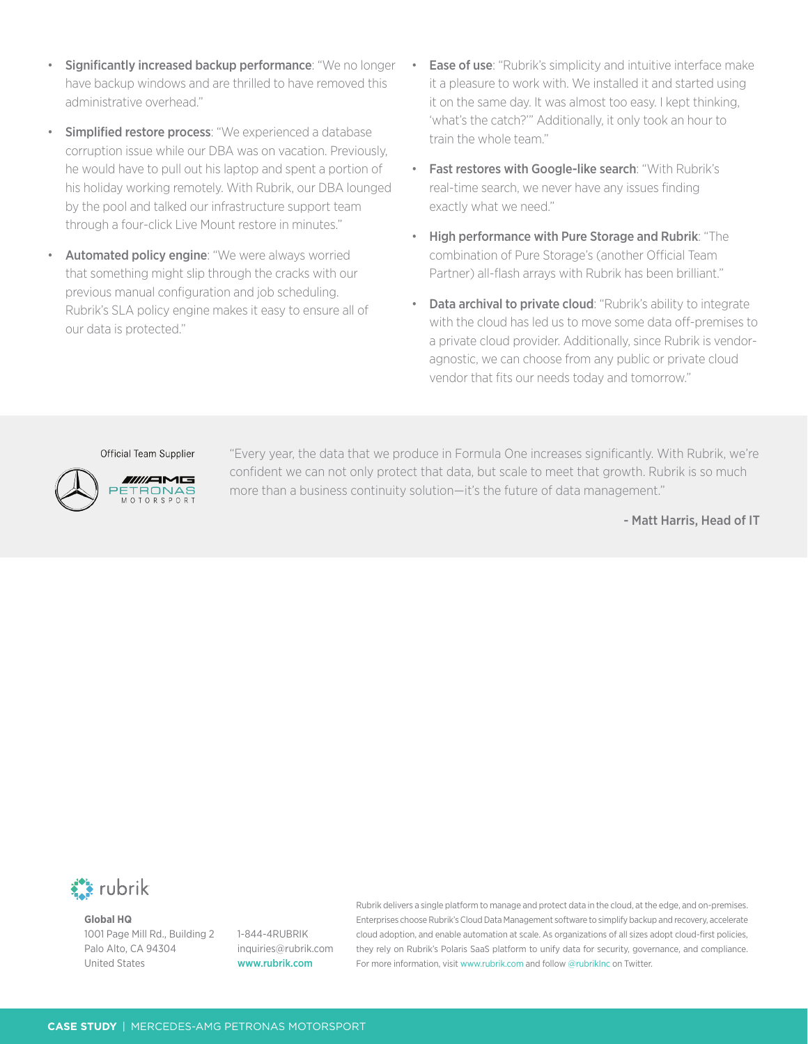- **Significantly increased backup performance**: "We no longer have backup windows and are thrilled to have removed this administrative overhead."
- **Simplified restore process**: "We experienced a database corruption issue while our DBA was on vacation. Previously, he would have to pull out his laptop and spent a portion of his holiday working remotely. With Rubrik, our DBA lounged by the pool and talked our infrastructure support team through a four-click Live Mount restore in minutes."
- **Automated policy engine**: "We were always worried that something might slip through the cracks with our previous manual configuration and job scheduling. Rubrik's SLA policy engine makes it easy to ensure all of our data is protected."
- **Ease of use**: "Rubrik's simplicity and intuitive interface make it a pleasure to work with. We installed it and started using it on the same day. It was almost too easy. I kept thinking, 'what's the catch?'" Additionally, it only took an hour to train the whole team."
- **Fast restores with Google-like search**: "With Rubrik's real-time search, we never have any issues finding exactly what we need."
- **High performance with Pure Storage and Rubrik**: "The combination of Pure Storage's (another Official Team Partner) all-flash arrays with Rubrik has been brilliant."
- **Data archival to private cloud**: "Rubrik's ability to integrate with the cloud has led us to move some data off-premises to a private cloud provider. Additionally, since Rubrik is vendor-agnostic, we can choose from any public or private cloud vendor that fits our needs today and tomorrow."

Official Team Supplier

AMG PETRONAS MOTORSPORT

"Every year, the data that we produce in Formula One increases significantly. With Rubrik, we're confident we can not only protect that data, but scale to meet that growth. Rubrik is so much more than a business continuity solution—it's the future of data management."

**- Matt Harris, Head of IT**

rubrik

**Global HQ**
1001 Page Mill Rd., Building 2
Palo Alto, CA 94304
United States

1-844-4RUBRIK
inquiries@rubrik.com
www.rubrik.com

Rubrik delivers a single platform to manage and protect data in the cloud, at the edge, and on-premises. Enterprises choose Rubrik's Cloud Data Management software to simplify backup and recovery, accelerate cloud adoption, and enable automation at scale. As organizations of all sizes adopt cloud-first policies, they rely on Rubrik's Polaris SaaS platform to unify data for security, governance, and compliance. For more information, visit www.rubrik.com and follow @rubrikInc on Twitter.

**CASE STUDY** | MERCEDES-AMG PETRONAS MOTORSPORT